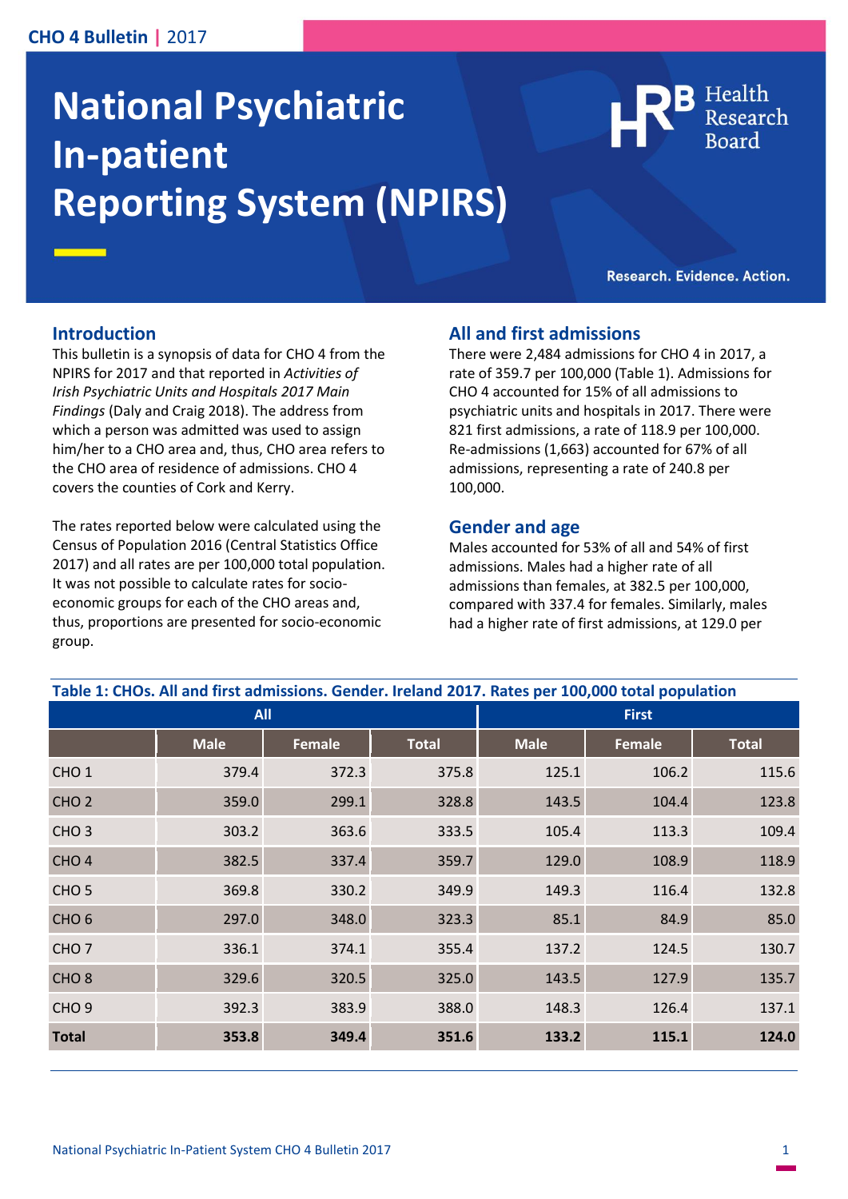CHO 4 Bulletin | 2017

# National Psychiatric In-patient Reporting System (NPIRS)

Health Research Board

Research. Evidence. Action.

## Introduction

This bulletin is a synopsis of data for CHO 4 from the NPIRS for 2017 and that reported in *Activities of Irish Psychiatric Units and Hospitals 2017 Main Findings* (Daly and Craig 2018). The address from which a person was admitted was used to assign him/her to a CHO area and, thus, CHO area refers to the CHO area of residence of admissions. CHO 4 covers the counties of Cork and Kerry.

The rates reported below were calculated using the Census of Population 2016 (Central Statistics Office 2017) and all rates are per 100,000 total population. It was not possible to calculate rates for socio-economic groups for each of the CHO areas and, thus, proportions are presented for socio-economic group.

## All and first admissions

There were 2,484 admissions for CHO 4 in 2017, a rate of 359.7 per 100,000 (Table 1). Admissions for CHO 4 accounted for 15% of all admissions to psychiatric units and hospitals in 2017. There were 821 first admissions, a rate of 118.9 per 100,000. Re-admissions (1,663) accounted for 67% of all admissions, representing a rate of 240.8 per 100,000.

## Gender and age

Males accounted for 53% of all and 54% of first admissions. Males had a higher rate of all admissions than females, at 382.5 per 100,000, compared with 337.4 for females. Similarly, males had a higher rate of first admissions, at 129.0 per

**Table 1: CHOs. All and first admissions. Gender. Ireland 2017. Rates per 100,000 total population**

| | All | | | First | | |
|---|---|---|---|---|---|---|
| | Male | Female | Total | Male | Female | Total |
| CHO 1 | 379.4 | 372.3 | 375.8 | 125.1 | 106.2 | 115.6 |
| CHO 2 | 359.0 | 299.1 | 328.8 | 143.5 | 104.4 | 123.8 |
| CHO 3 | 303.2 | 363.6 | 333.5 | 105.4 | 113.3 | 109.4 |
| CHO 4 | 382.5 | 337.4 | 359.7 | 129.0 | 108.9 | 118.9 |
| CHO 5 | 369.8 | 330.2 | 349.9 | 149.3 | 116.4 | 132.8 |
| CHO 6 | 297.0 | 348.0 | 323.3 | 85.1 | 84.9 | 85.0 |
| CHO 7 | 336.1 | 374.1 | 355.4 | 137.2 | 124.5 | 130.7 |
| CHO 8 | 329.6 | 320.5 | 325.0 | 143.5 | 127.9 | 135.7 |
| CHO 9 | 392.3 | 383.9 | 388.0 | 148.3 | 126.4 | 137.1 |
| **Total** | **353.8** | **349.4** | **351.6** | **133.2** | **115.1** | **124.0** |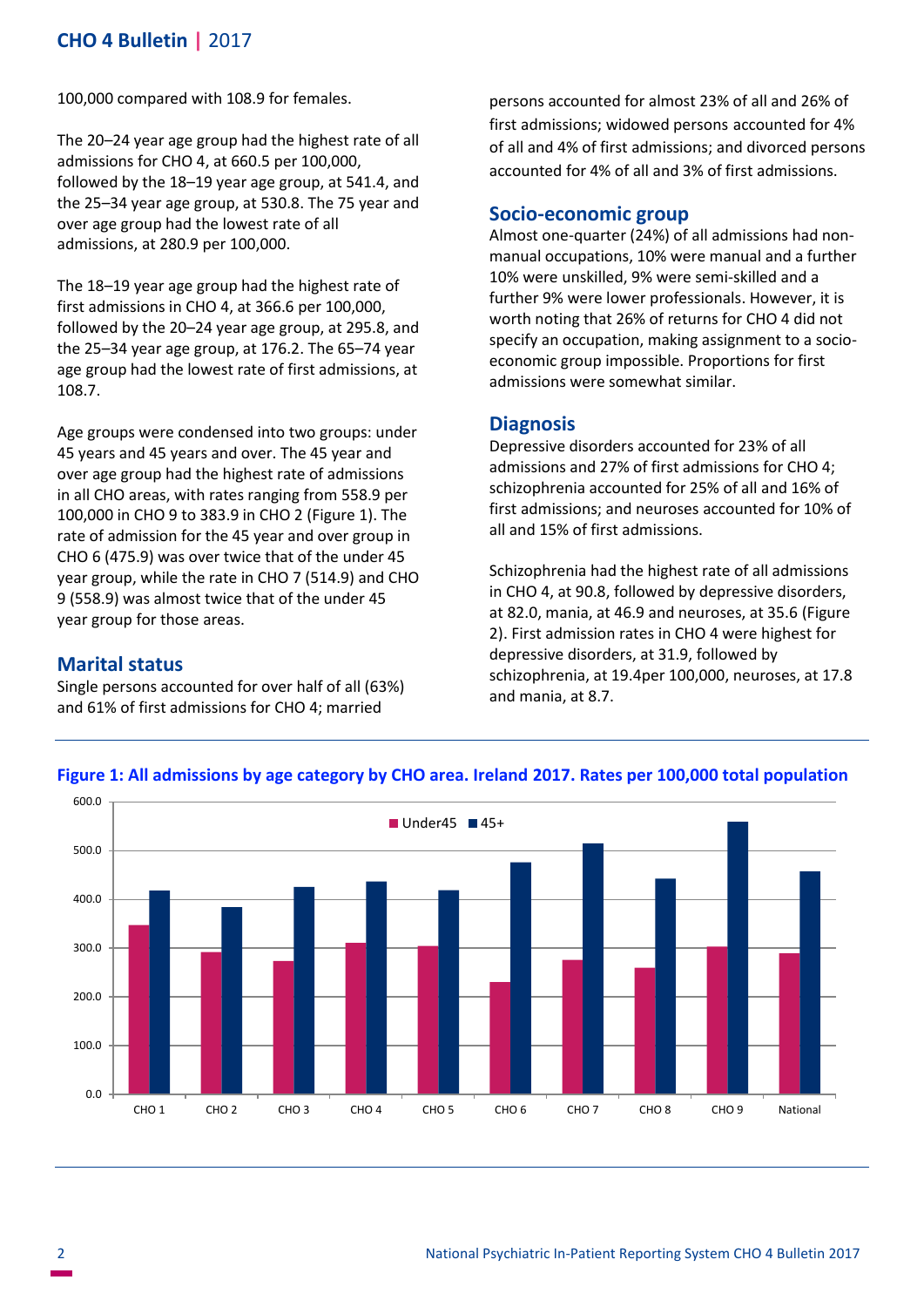100,000 compared with 108.9 for females.

The 20–24 year age group had the highest rate of all admissions for CHO 4, at 660.5 per 100,000, followed by the 18–19 year age group, at 541.4, and the 25–34 year age group, at 530.8. The 75 year and over age group had the lowest rate of all admissions, at 280.9 per 100,000.

The 18–19 year age group had the highest rate of first admissions in CHO 4, at 366.6 per 100,000, followed by the 20–24 year age group, at 295.8, and the 25–34 year age group, at 176.2. The 65–74 year age group had the lowest rate of first admissions, at 108.7.

Age groups were condensed into two groups: under 45 years and 45 years and over. The 45 year and over age group had the highest rate of admissions in all CHO areas, with rates ranging from 558.9 per 100,000 in CHO 9 to 383.9 in CHO 2 (Figure 1). The rate of admission for the 45 year and over group in CHO 6 (475.9) was over twice that of the under 45 year group, while the rate in CHO 7 (514.9) and CHO 9 (558.9) was almost twice that of the under 45 year group for those areas.

## Marital status

Single persons accounted for over half of all (63%) and 61% of first admissions for CHO 4; married persons accounted for almost 23% of all and 26% of first admissions; widowed persons accounted for 4% of all and 4% of first admissions; and divorced persons accounted for 4% of all and 3% of first admissions.

## Socio-economic group

Almost one-quarter (24%) of all admissions had non-manual occupations, 10% were manual and a further 10% were unskilled, 9% were semi-skilled and a further 9% were lower professionals. However, it is worth noting that 26% of returns for CHO 4 did not specify an occupation, making assignment to a socio-economic group impossible. Proportions for first admissions were somewhat similar.

## Diagnosis

Depressive disorders accounted for 23% of all admissions and 27% of first admissions for CHO 4; schizophrenia accounted for 25% of all and 16% of first admissions; and neuroses accounted for 10% of all and 15% of first admissions.

Schizophrenia had the highest rate of all admissions in CHO 4, at 90.8, followed by depressive disorders, at 82.0, mania, at 46.9 and neuroses, at 35.6 (Figure 2). First admission rates in CHO 4 were highest for depressive disorders, at 31.9, followed by schizophrenia, at 19.4per 100,000, neuroses, at 17.8 and mania, at 8.7.

**Figure 1: All admissions by age category by CHO area. Ireland 2017. Rates per 100,000 total population**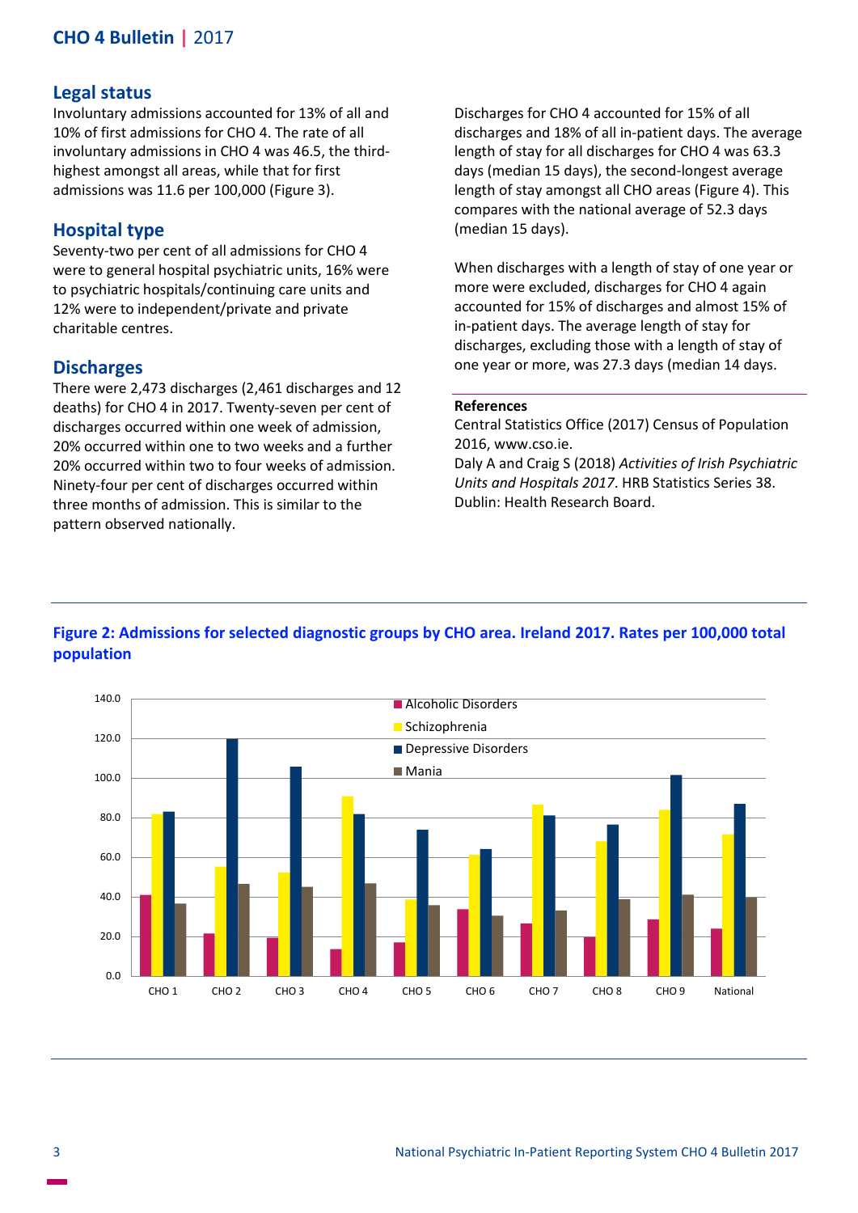## Legal status

Involuntary admissions accounted for 13% of all and 10% of first admissions for CHO 4. The rate of all involuntary admissions in CHO 4 was 46.5, the third-highest amongst all areas, while that for first admissions was 11.6 per 100,000 (Figure 3).

## Hospital type

Seventy-two per cent of all admissions for CHO 4 were to general hospital psychiatric units, 16% were to psychiatric hospitals/continuing care units and 12% were to independent/private and private charitable centres.

## Discharges

There were 2,473 discharges (2,461 discharges and 12 deaths) for CHO 4 in 2017. Twenty-seven per cent of discharges occurred within one week of admission, 20% occurred within one to two weeks and a further 20% occurred within two to four weeks of admission. Ninety-four per cent of discharges occurred within three months of admission. This is similar to the pattern observed nationally.

Discharges for CHO 4 accounted for 15% of all discharges and 18% of all in-patient days. The average length of stay for all discharges for CHO 4 was 63.3 days (median 15 days), the second-longest average length of stay amongst all CHO areas (Figure 4). This compares with the national average of 52.3 days (median 15 days).

When discharges with a length of stay of one year or more were excluded, discharges for CHO 4 again accounted for 15% of discharges and almost 15% of in-patient days. The average length of stay for discharges, excluding those with a length of stay of one year or more, was 27.3 days (median 14 days.

**References**

Central Statistics Office (2017) Census of Population 2016, www.cso.ie.

Daly A and Craig S (2018) *Activities of Irish Psychiatric Units and Hospitals 2017*. HRB Statistics Series 38. Dublin: Health Research Board.

**Figure 2: Admissions for selected diagnostic groups by CHO area. Ireland 2017. Rates per 100,000 total population**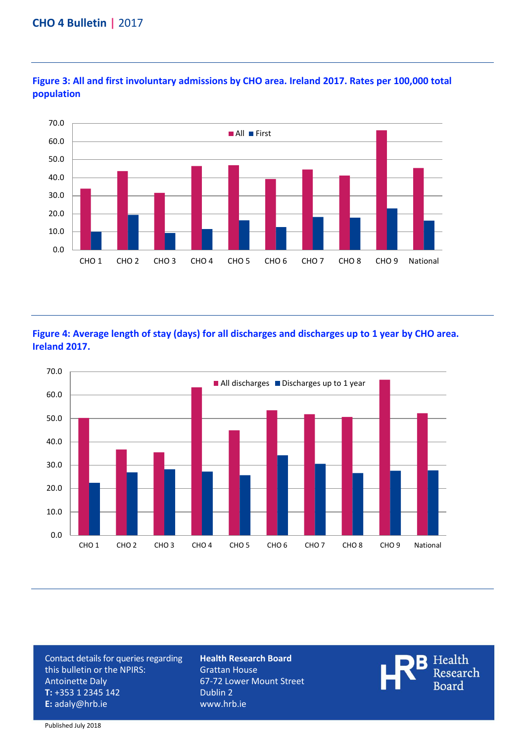**Figure 3: All and first involuntary admissions by CHO area. Ireland 2017. Rates per 100,000 total population**

70.0
60.0
50.0
40.0
30.0
20.0
10.0
0.0

All First

CHO 1 CHO 2 CHO 3 CHO 4 CHO 5 CHO 6 CHO 7 CHO 8 CHO 9 National

**Figure 4: Average length of stay (days) for all discharges and discharges up to 1 year by CHO area. Ireland 2017.**

70.0
60.0
50.0
40.0
30.0
20.0
10.0
0.0

All discharges Discharges up to 1 year

CHO 1 CHO 2 CHO 3 CHO 4 CHO 5 CHO 6 CHO 7 CHO 8 CHO 9 National

Contact details for queries regarding this bulletin or the NPIRS:
Antoinette Daly
**T:** +353 1 2345 142
**E:** adaly@hrb.ie

**Health Research Board**
Grattan House
67-72 Lower Mount Street
Dublin 2
www.hrb.ie

HRB Health Research Board

Published July 2018